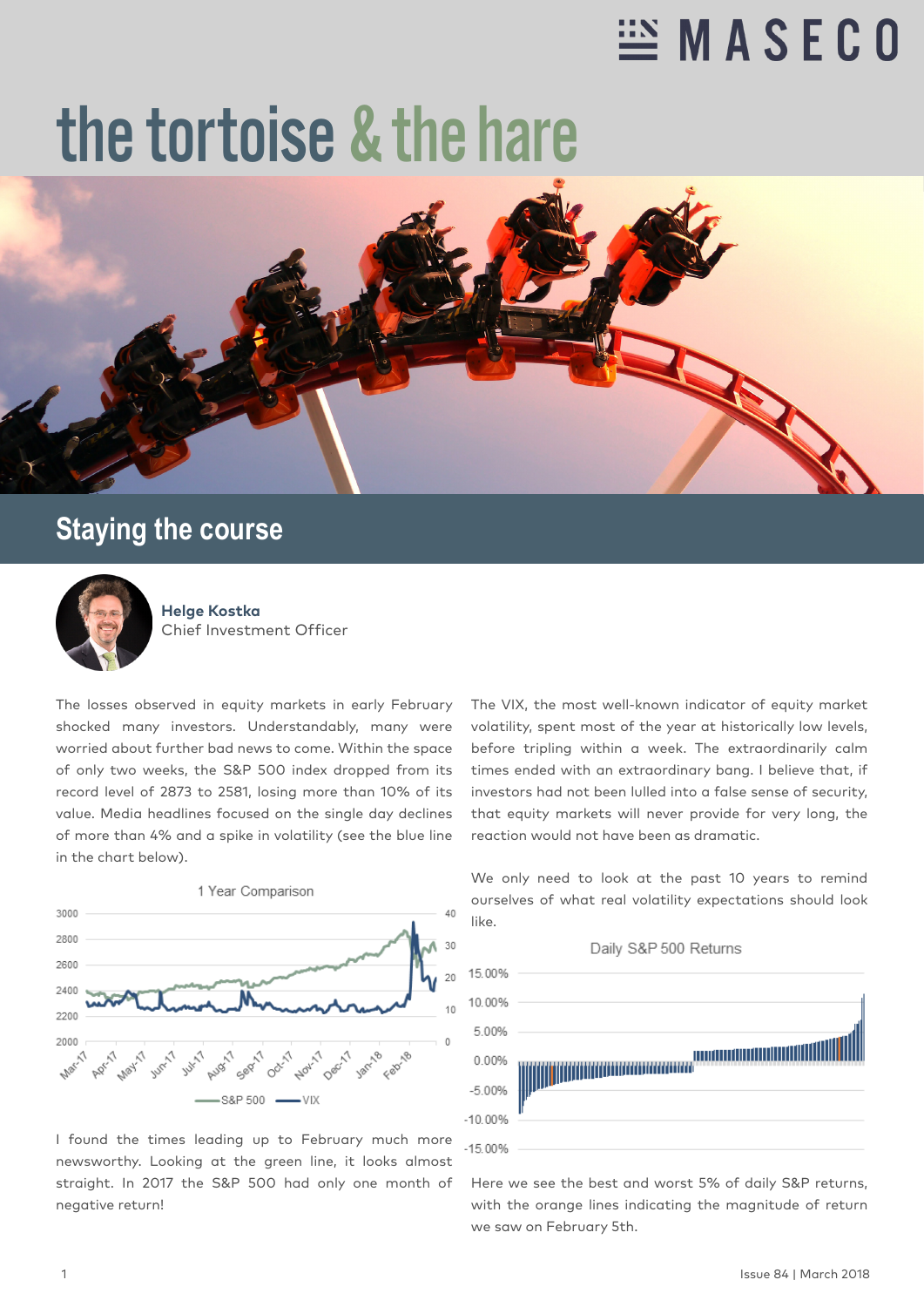# the tortoise & the hare

## Staying the course

**Helge Kostka**
Chief Investment Officer

The losses observed in equity markets in early February shocked many investors. Understandably, many were worried about further bad news to come. Within the space of only two weeks, the S&P 500 index dropped from its record level of 2873 to 2581, losing more than 10% of its value. Media headlines focused on the single day declines of more than 4% and a spike in volatility (see the blue line in the chart below).

1 Year Comparison

I found the times leading up to February much more newsworthy. Looking at the green line, it looks almost straight. In 2017 the S&P 500 had only one month of negative return!

The VIX, the most well-known indicator of equity market volatility, spent most of the year at historically low levels, before tripling within a week. The extraordinarily calm times ended with an extraordinary bang. I believe that, if investors had not been lulled into a false sense of security, that equity markets will never provide for very long, the reaction would not have been as dramatic.

We only need to look at the past 10 years to remind ourselves of what real volatility expectations should look like.

Daily S&P 500 Returns

Here we see the best and worst 5% of daily S&P returns, with the orange lines indicating the magnitude of return we saw on February 5th.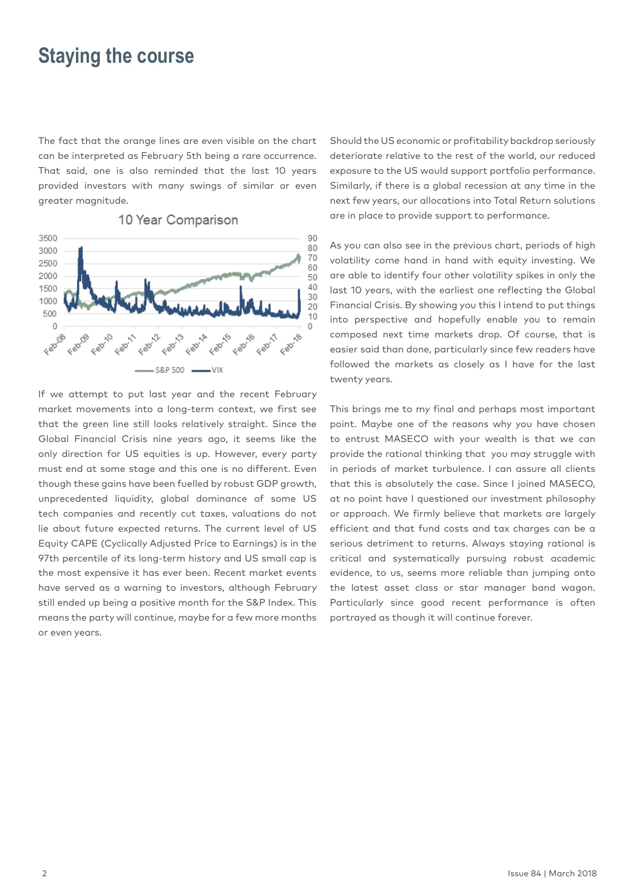# Staying the course

The fact that the orange lines are even visible on the chart can be interpreted as February 5th being a rare occurrence. That said, one is also reminded that the last 10 years provided investors with many swings of similar or even greater magnitude.

10 Year Comparison

If we attempt to put last year and the recent February market movements into a long-term context, we first see that the green line still looks relatively straight. Since the Global Financial Crisis nine years ago, it seems like the only direction for US equities is up. However, every party must end at some stage and this one is no different. Even though these gains have been fuelled by robust GDP growth, unprecedented liquidity, global dominance of some US tech companies and recently cut taxes, valuations do not lie about future expected returns. The current level of US Equity CAPE (Cyclically Adjusted Price to Earnings) is in the 97th percentile of its long-term history and US small cap is the most expensive it has ever been. Recent market events have served as a warning to investors, although February still ended up being a positive month for the S&P Index. This means the party will continue, maybe for a few more months or even years.

Should the US economic or profitability backdrop seriously deteriorate relative to the rest of the world, our reduced exposure to the US would support portfolio performance. Similarly, if there is a global recession at any time in the next few years, our allocations into Total Return solutions are in place to provide support to performance.

As you can also see in the previous chart, periods of high volatility come hand in hand with equity investing. We are able to identify four other volatility spikes in only the last 10 years, with the earliest one reflecting the Global Financial Crisis. By showing you this I intend to put things into perspective and hopefully enable you to remain composed next time markets drop. Of course, that is easier said than done, particularly since few readers have followed the markets as closely as I have for the last twenty years.

This brings me to my final and perhaps most important point. Maybe one of the reasons why you have chosen to entrust MASECO with your wealth is that we can provide the rational thinking that you may struggle with in periods of market turbulence. I can assure all clients that this is absolutely the case. Since I joined MASECO, at no point have I questioned our investment philosophy or approach. We firmly believe that markets are largely efficient and that fund costs and tax charges can be a serious detriment to returns. Always staying rational is critical and systematically pursuing robust academic evidence, to us, seems more reliable than jumping onto the latest asset class or star manager band wagon. Particularly since good recent performance is often portrayed as though it will continue forever.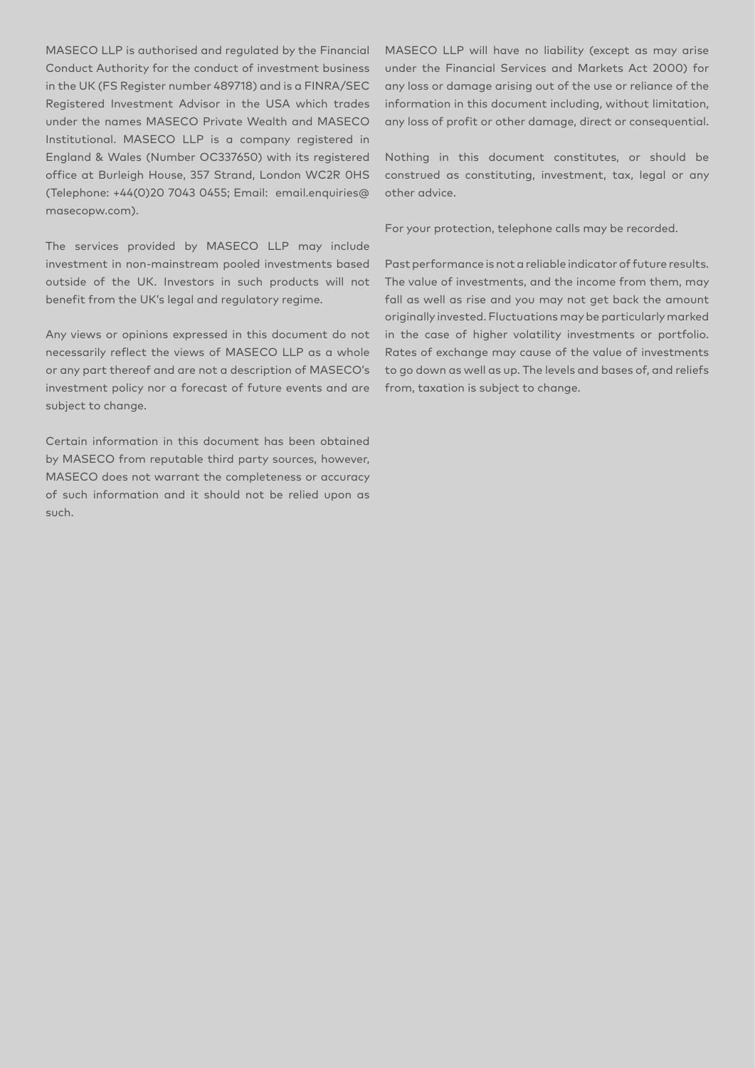MASECO LLP is authorised and regulated by the Financial Conduct Authority for the conduct of investment business in the UK (FS Register number 489718) and is a FINRA/SEC Registered Investment Advisor in the USA which trades under the names MASECO Private Wealth and MASECO Institutional. MASECO LLP is a company registered in England & Wales (Number OC337650) with its registered office at Burleigh House, 357 Strand, London WC2R 0HS (Telephone: +44(0)20 7043 0455; Email: email.enquiries@masecopw.com).

The services provided by MASECO LLP may include investment in non-mainstream pooled investments based outside of the UK. Investors in such products will not benefit from the UK's legal and regulatory regime.

Any views or opinions expressed in this document do not necessarily reflect the views of MASECO LLP as a whole or any part thereof and are not a description of MASECO's investment policy nor a forecast of future events and are subject to change.

Certain information in this document has been obtained by MASECO from reputable third party sources, however, MASECO does not warrant the completeness or accuracy of such information and it should not be relied upon as such.

MASECO LLP will have no liability (except as may arise under the Financial Services and Markets Act 2000) for any loss or damage arising out of the use or reliance of the information in this document including, without limitation, any loss of profit or other damage, direct or consequential.

Nothing in this document constitutes, or should be construed as constituting, investment, tax, legal or any other advice.

For your protection, telephone calls may be recorded.

Past performance is not a reliable indicator of future results. The value of investments, and the income from them, may fall as well as rise and you may not get back the amount originally invested. Fluctuations may be particularly marked in the case of higher volatility investments or portfolio. Rates of exchange may cause of the value of investments to go down as well as up. The levels and bases of, and reliefs from, taxation is subject to change.